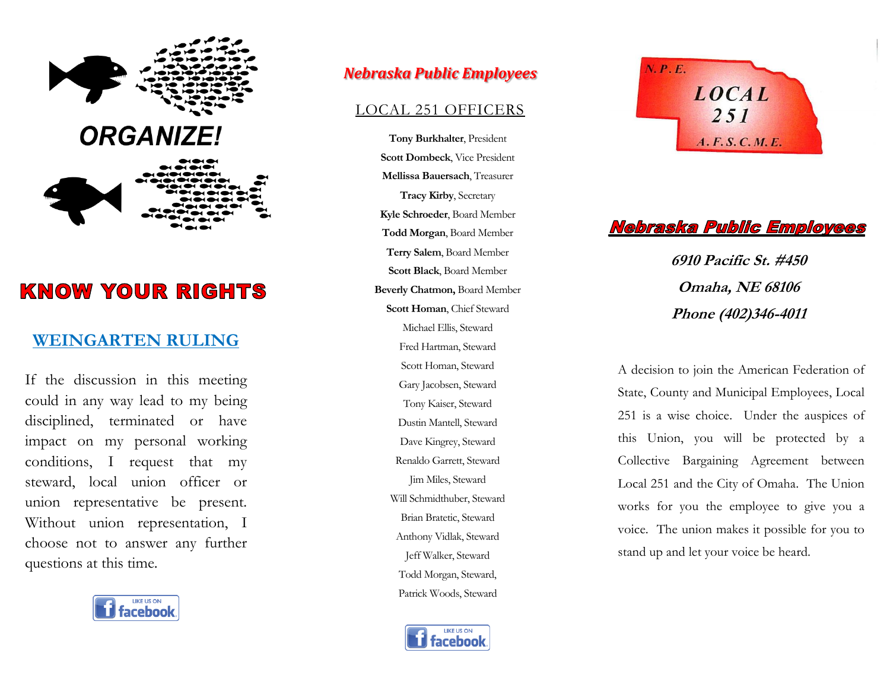# ORGANIZE!

## KNOW YOUR RIGHTS

### WEINGARTEN RULING

If the discussion in this meeting could in any way lead to my being disciplined, terminated or have impact on my personal working conditions, I request that my steward, local union officer or union representative be present. Without union representation, I choose not to answer any further questions at this time.

LIKE US ON facebook

## *Nebraska Public Employees*

### LOCAL 251 OFFICERS

**Tony Burkhalter**, President
**Scott Dombeck**, Vice President
**Mellissa Bauersach**, Treasurer
**Tracy Kirby**, Secretary
**Kyle Schroeder**, Board Member
**Todd Morgan**, Board Member
**Terry Salem**, Board Member
**Scott Black**, Board Member
**Beverly Chatmon,** Board Member
**Scott Homan**, Chief Steward
Michael Ellis, Steward
Fred Hartman, Steward
Scott Homan, Steward
Gary Jacobsen, Steward
Tony Kaiser, Steward
Dustin Mantell, Steward
Dave Kingrey, Steward
Renaldo Garrett, Steward
Jim Miles, Steward
Will Schmidthuber, Steward
Brian Bratetic, Steward
Anthony Vidlak, Steward
Jeff Walker, Steward
Todd Morgan, Steward,
Patrick Woods, Steward

LIKE US ON facebook

N.P.E.
LOCAL 251
A.F.S.C.M.E.

## Nebraska Public Employees

***6910 Pacific St. #450***

***Omaha, NE 68106***

***Phone (402)346-4011***

A decision to join the American Federation of State, County and Municipal Employees, Local 251 is a wise choice. Under the auspices of this Union, you will be protected by a Collective Bargaining Agreement between Local 251 and the City of Omaha. The Union works for you the employee to give you a voice. The union makes it possible for you to stand up and let your voice be heard.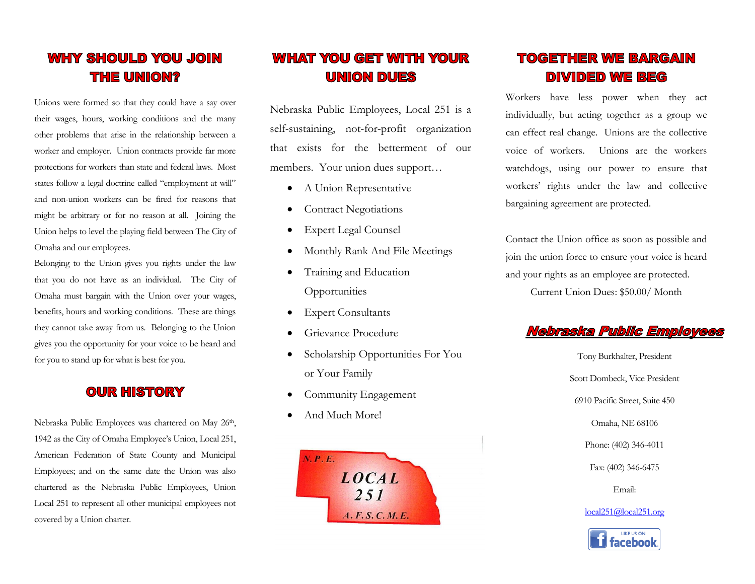## WHY SHOULD YOU JOIN THE UNION?

Unions were formed so that they could have a say over their wages, hours, working conditions and the many other problems that arise in the relationship between a worker and employer. Union contracts provide far more protections for workers than state and federal laws. Most states follow a legal doctrine called "employment at will" and non-union workers can be fired for reasons that might be arbitrary or for no reason at all. Joining the Union helps to level the playing field between The City of Omaha and our employees.

Belonging to the Union gives you rights under the law that you do not have as an individual. The City of Omaha must bargain with the Union over your wages, benefits, hours and working conditions. These are things they cannot take away from us. Belonging to the Union gives you the opportunity for your voice to be heard and for you to stand up for what is best for you.

## OUR HISTORY

Nebraska Public Employees was chartered on May 26th, 1942 as the City of Omaha Employee's Union, Local 251, American Federation of State County and Municipal Employees; and on the same date the Union was also chartered as the Nebraska Public Employees, Union Local 251 to represent all other municipal employees not covered by a Union charter.

## WHAT YOU GET WITH YOUR UNION DUES

Nebraska Public Employees, Local 251 is a self-sustaining, not-for-profit organization that exists for the betterment of our members. Your union dues support…

- A Union Representative
- Contract Negotiations
- Expert Legal Counsel
- Monthly Rank And File Meetings
- Training and Education Opportunities
- Expert Consultants
- Grievance Procedure
- Scholarship Opportunities For You or Your Family
- Community Engagement
- And Much More!

N. P. E.
LOCAL 251
A. F. S. C. M. E.

## TOGETHER WE BARGAIN DIVIDED WE BEG

Workers have less power when they act individually, but acting together as a group we can effect real change. Unions are the collective voice of workers. Unions are the workers watchdogs, using our power to ensure that workers' rights under the law and collective bargaining agreement are protected.

Contact the Union office as soon as possible and join the union force to ensure your voice is heard and your rights as an employee are protected.

Current Union Dues: $50.00/ Month

## *Nebraska Public Employees*

Tony Burkhalter, President

Scott Dombeck, Vice President

6910 Pacific Street, Suite 450

Omaha, NE 68106

Phone: (402) 346-4011

Fax: (402) 346-6475

Email:

local251@local251.org

LIKE US ON facebook